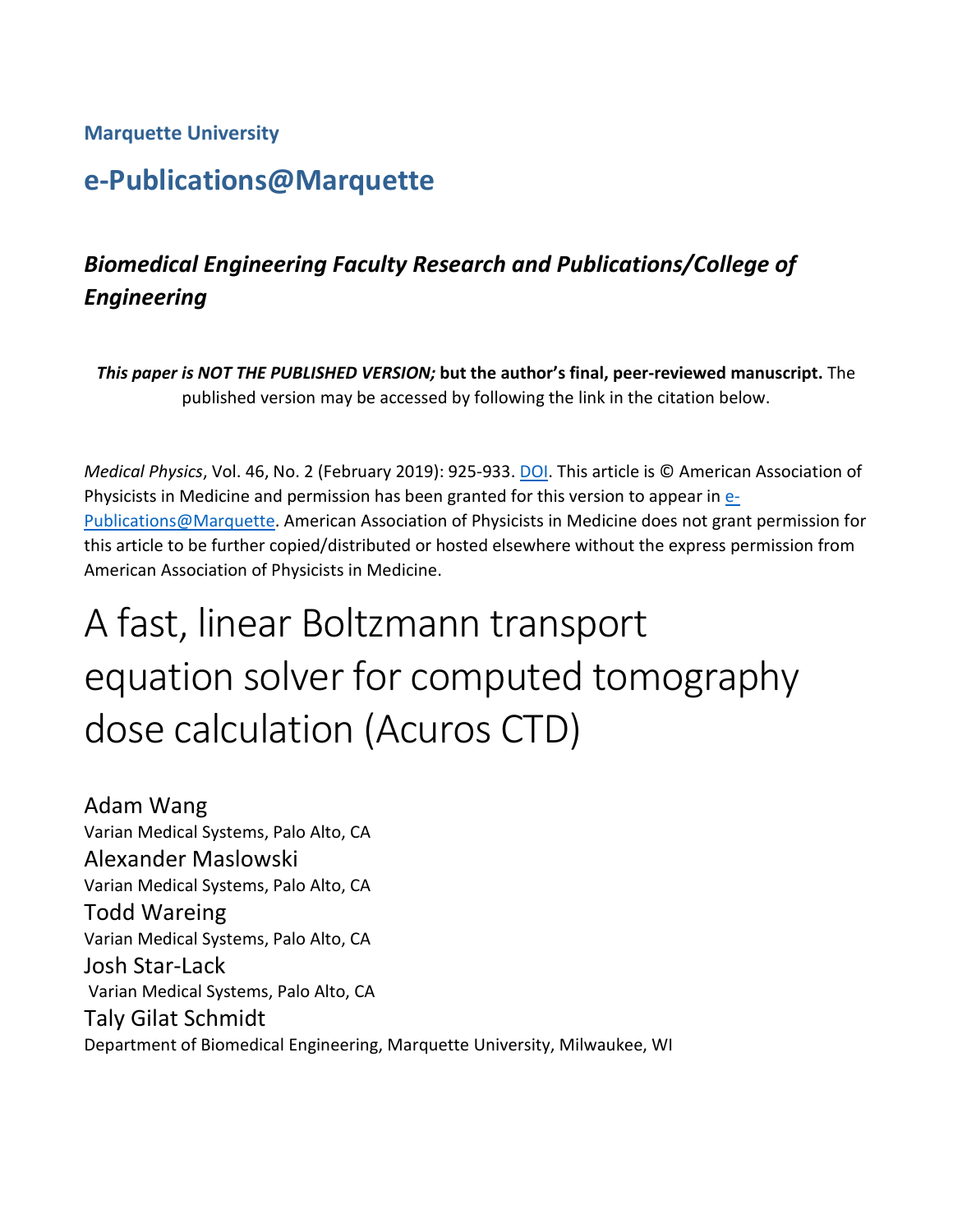**Marquette University**

# e-Publications@Marquette

### *Biomedical Engineering Faculty Research and Publications/College of Engineering*

***This paper is NOT THE PUBLISHED VERSION;* but the author's final, peer-reviewed manuscript.** The published version may be accessed by following the link in the citation below.

*Medical Physics*, Vol. 46, No. 2 (February 2019): 925-933. DOI. This article is © American Association of Physicists in Medicine and permission has been granted for this version to appear in e-Publications@Marquette. American Association of Physicists in Medicine does not grant permission for this article to be further copied/distributed or hosted elsewhere without the express permission from American Association of Physicists in Medicine.

# A fast, linear Boltzmann transport equation solver for computed tomography dose calculation (Acuros CTD)

Adam Wang
Varian Medical Systems, Palo Alto, CA

Alexander Maslowski
Varian Medical Systems, Palo Alto, CA

Todd Wareing
Varian Medical Systems, Palo Alto, CA

Josh Star-Lack
Varian Medical Systems, Palo Alto, CA

Taly Gilat Schmidt
Department of Biomedical Engineering, Marquette University, Milwaukee, WI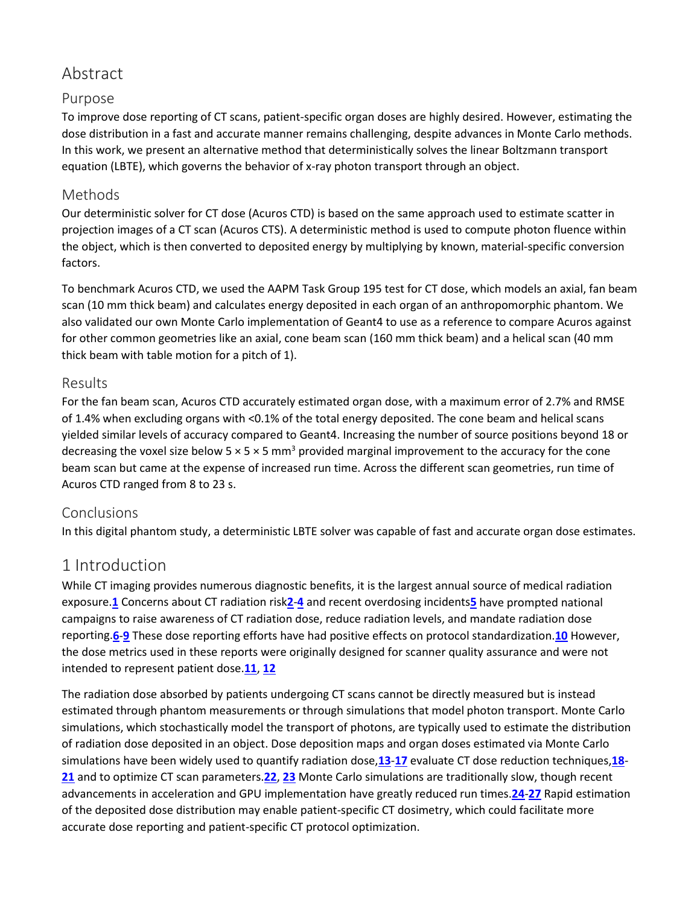## Abstract

### Purpose

To improve dose reporting of CT scans, patient-specific organ doses are highly desired. However, estimating the dose distribution in a fast and accurate manner remains challenging, despite advances in Monte Carlo methods. In this work, we present an alternative method that deterministically solves the linear Boltzmann transport equation (LBTE), which governs the behavior of x-ray photon transport through an object.

### Methods

Our deterministic solver for CT dose (Acuros CTD) is based on the same approach used to estimate scatter in projection images of a CT scan (Acuros CTS). A deterministic method is used to compute photon fluence within the object, which is then converted to deposited energy by multiplying by known, material-specific conversion factors.

To benchmark Acuros CTD, we used the AAPM Task Group 195 test for CT dose, which models an axial, fan beam scan (10 mm thick beam) and calculates energy deposited in each organ of an anthropomorphic phantom. We also validated our own Monte Carlo implementation of Geant4 to use as a reference to compare Acuros against for other common geometries like an axial, cone beam scan (160 mm thick beam) and a helical scan (40 mm thick beam with table motion for a pitch of 1).

### Results

For the fan beam scan, Acuros CTD accurately estimated organ dose, with a maximum error of 2.7% and RMSE of 1.4% when excluding organs with <0.1% of the total energy deposited. The cone beam and helical scans yielded similar levels of accuracy compared to Geant4. Increasing the number of source positions beyond 18 or decreasing the voxel size below $5 \times 5 \times 5$ mm$^3$ provided marginal improvement to the accuracy for the cone beam scan but came at the expense of increased run time. Across the different scan geometries, run time of Acuros CTD ranged from 8 to 23 s.

### Conclusions

In this digital phantom study, a deterministic LBTE solver was capable of fast and accurate organ dose estimates.

## 1 Introduction

While CT imaging provides numerous diagnostic benefits, it is the largest annual source of medical radiation exposure.[1] Concerns about CT radiation risk[2-4] and recent overdosing incidents[5] have prompted national campaigns to raise awareness of CT radiation dose, reduce radiation levels, and mandate radiation dose reporting.[6-9] These dose reporting efforts have had positive effects on protocol standardization.[10] However, the dose metrics used in these reports were originally designed for scanner quality assurance and were not intended to represent patient dose.[11, 12]

The radiation dose absorbed by patients undergoing CT scans cannot be directly measured but is instead estimated through phantom measurements or through simulations that model photon transport. Monte Carlo simulations, which stochastically model the transport of photons, are typically used to estimate the distribution of radiation dose deposited in an object. Dose deposition maps and organ doses estimated via Monte Carlo simulations have been widely used to quantify radiation dose,[13-17] evaluate CT dose reduction techniques,[18-21] and to optimize CT scan parameters.[22, 23] Monte Carlo simulations are traditionally slow, though recent advancements in acceleration and GPU implementation have greatly reduced run times.[24-27] Rapid estimation of the deposited dose distribution may enable patient-specific CT dosimetry, which could facilitate more accurate dose reporting and patient-specific CT protocol optimization.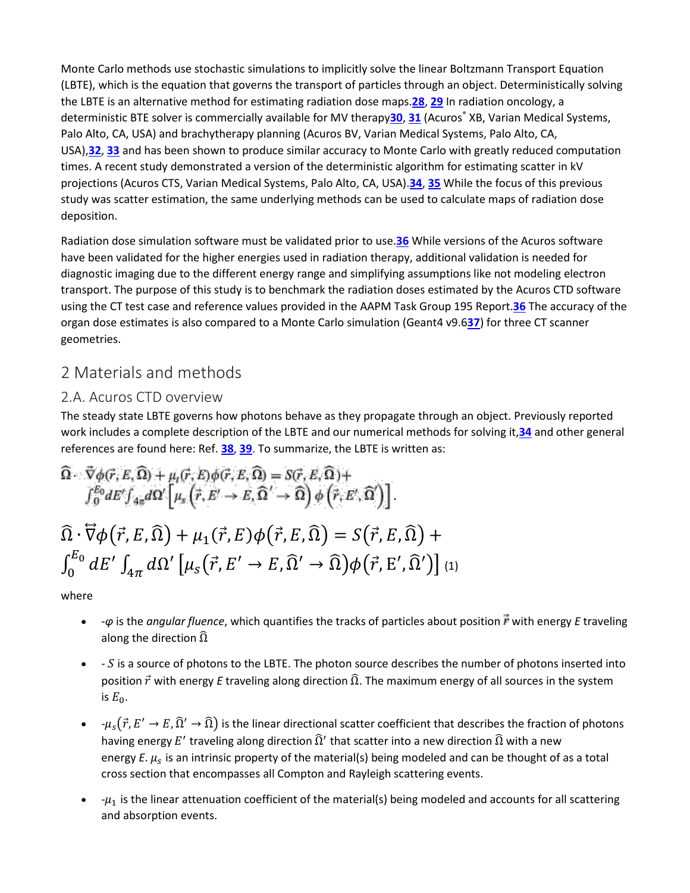Monte Carlo methods use stochastic simulations to implicitly solve the linear Boltzmann Transport Equation (LBTE), which is the equation that governs the transport of particles through an object. Deterministically solving the LBTE is an alternative method for estimating radiation dose maps.[28], [29] In radiation oncology, a deterministic BTE solver is commercially available for MV therapy[30], [31] (Acuros® XB, Varian Medical Systems, Palo Alto, CA, USA) and brachytherapy planning (Acuros BV, Varian Medical Systems, Palo Alto, CA, USA),[32], [33] and has been shown to produce similar accuracy to Monte Carlo with greatly reduced computation times. A recent study demonstrated a version of the deterministic algorithm for estimating scatter in kV projections (Acuros CTS, Varian Medical Systems, Palo Alto, CA, USA).[34], [35] While the focus of this previous study was scatter estimation, the same underlying methods can be used to calculate maps of radiation dose deposition.

Radiation dose simulation software must be validated prior to use.[36] While versions of the Acuros software have been validated for the higher energies used in radiation therapy, additional validation is needed for diagnostic imaging due to the different energy range and simplifying assumptions like not modeling electron transport. The purpose of this study is to benchmark the radiation doses estimated by the Acuros CTD software using the CT test case and reference values provided in the AAPM Task Group 195 Report.[36] The accuracy of the organ dose estimates is also compared to a Monte Carlo simulation (Geant4 v9.6[37]) for three CT scanner geometries.

## 2 Materials and methods

### 2.A. Acuros CTD overview

The steady state LBTE governs how photons behave as they propagate through an object. Previously reported work includes a complete description of the LBTE and our numerical methods for solving it,[34] and other general references are found here: Ref. [38], [39]. To summarize, the LBTE is written as:

$$\widehat{\Omega} \cdot \vec{\nabla}\phi(\vec{r}, E, \widehat{\Omega}) + \mu_t(\vec{r}, E)\phi(\vec{r}, E, \widehat{\Omega}) = S(\vec{r}, E, \widehat{\Omega}) + \int_0^{E_0} dE' \int_{4\pi} d\Omega' \left[\mu_s\left(\vec{r}, E' \to E, \widehat{\Omega}' \to \widehat{\Omega}\right) \phi\left(\vec{r}, E', \widehat{\Omega}'\right)\right].$$

$$\widehat{\Omega} \cdot \vec{\nabla}\phi(\vec{r}, E, \widehat{\Omega}) + \mu_1(\vec{r}, E)\phi(\vec{r}, E, \widehat{\Omega}) = S(\vec{r}, E, \widehat{\Omega}) + \int_0^{E_0} dE' \int_{4\pi} d\Omega' \left[\mu_s(\vec{r}, E' \to E, \widehat{\Omega}' \to \widehat{\Omega})\phi(\vec{r}, E', \widehat{\Omega}')\right] \quad (1)$$

where

- -$\varphi$ is the *angular fluence*, which quantifies the tracks of particles about position $\vec{r}$ with energy $E$ traveling along the direction $\widehat{\Omega}$
- - $S$ is a source of photons to the LBTE. The photon source describes the number of photons inserted into position $\vec{r}$ with energy $E$ traveling along direction $\widehat{\Omega}$. The maximum energy of all sources in the system is $E_0$.
- -$\mu_s(\vec{r}, E' \to E, \widehat{\Omega}' \to \widehat{\Omega})$ is the linear directional scatter coefficient that describes the fraction of photons having energy $E'$ traveling along direction $\widehat{\Omega}'$ that scatter into a new direction $\widehat{\Omega}$ with a new energy $E$. $\mu_s$ is an intrinsic property of the material(s) being modeled and can be thought of as a total cross section that encompasses all Compton and Rayleigh scattering events.
- -$\mu_1$ is the linear attenuation coefficient of the material(s) being modeled and accounts for all scattering and absorption events.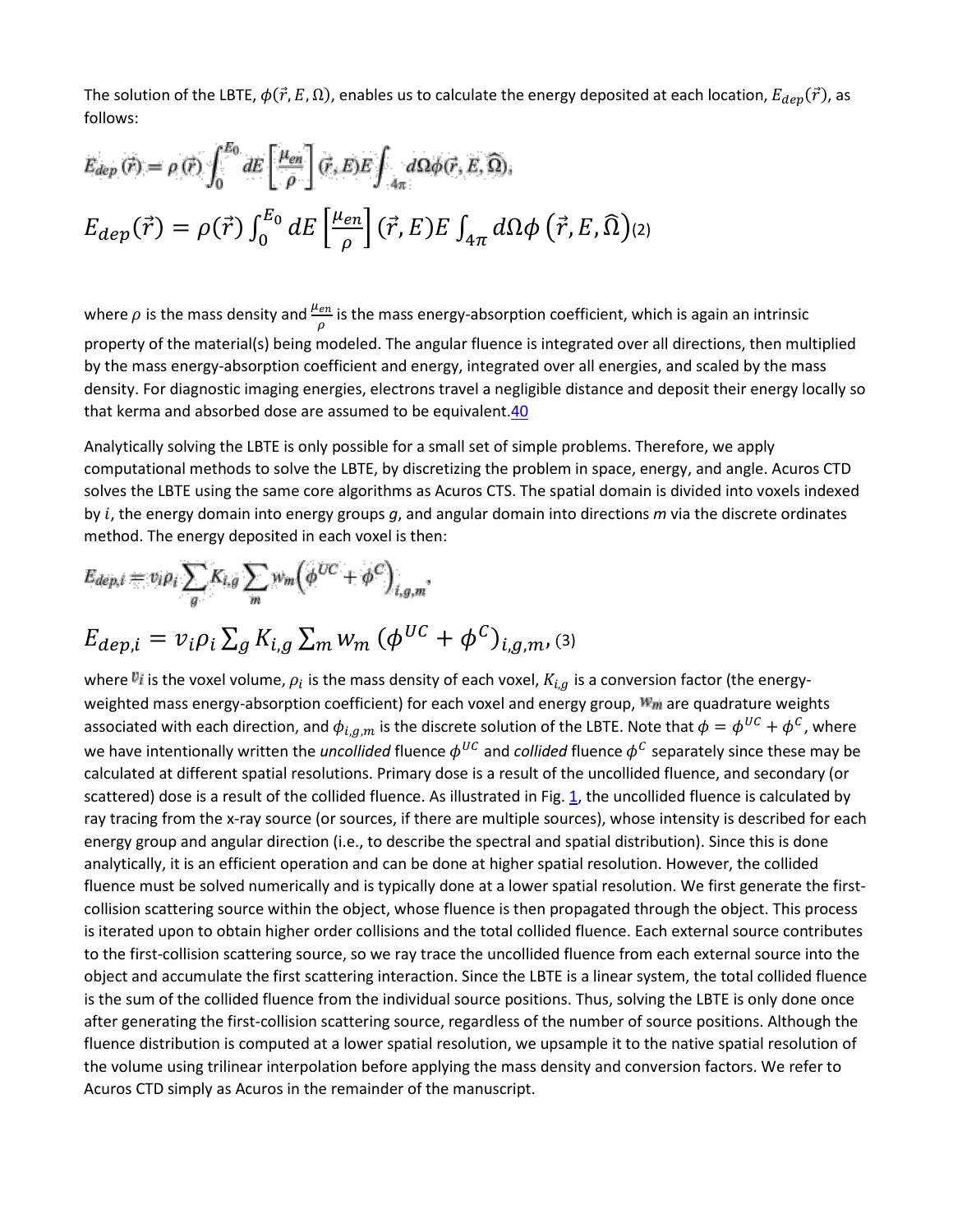The solution of the LBTE, $\phi(\vec{r}, E, \Omega)$, enables us to calculate the energy deposited at each location, $E_{dep}(\vec{r})$, as follows:

$$E_{dep}(\vec{r}) = \rho(\vec{r}) \int_0^{E_0} dE \left[\frac{\mu_{en}}{\rho}\right](\vec{r}, E)E \int_{4\pi} d\Omega \phi\left(\vec{r}, E, \widehat{\Omega}\right) \quad (2)$$

where $\rho$ is the mass density and $\frac{\mu_{en}}{\rho}$ is the mass energy-absorption coefficient, which is again an intrinsic property of the material(s) being modeled. The angular fluence is integrated over all directions, then multiplied by the mass energy-absorption coefficient and energy, integrated over all energies, and scaled by the mass density. For diagnostic imaging energies, electrons travel a negligible distance and deposit their energy locally so that kerma and absorbed dose are assumed to be equivalent.[40]

Analytically solving the LBTE is only possible for a small set of simple problems. Therefore, we apply computational methods to solve the LBTE, by discretizing the problem in space, energy, and angle. Acuros CTD solves the LBTE using the same core algorithms as Acuros CTS. The spatial domain is divided into voxels indexed by $i$, the energy domain into energy groups $g$, and angular domain into directions $m$ via the discrete ordinates method. The energy deposited in each voxel is then:

$$E_{dep,i} = v_i \rho_i \sum_g K_{i,g} \sum_m w_m \left(\phi^{UC} + \phi^{C}\right)_{i,g,m}, \quad (3)$$

where $v_i$ is the voxel volume, $\rho_i$ is the mass density of each voxel, $K_{i,g}$ is a conversion factor (the energy-weighted mass energy-absorption coefficient) for each voxel and energy group, $w_m$ are quadrature weights associated with each direction, and $\phi_{i,g,m}$ is the discrete solution of the LBTE. Note that $\phi = \phi^{UC} + \phi^{C}$, where we have intentionally written the *uncollided* fluence $\phi^{UC}$ and *collided* fluence $\phi^{C}$ separately since these may be calculated at different spatial resolutions. Primary dose is a result of the uncollided fluence, and secondary (or scattered) dose is a result of the collided fluence. As illustrated in Fig. 1, the uncollided fluence is calculated by ray tracing from the x-ray source (or sources, if there are multiple sources), whose intensity is described for each energy group and angular direction (i.e., to describe the spectral and spatial distribution). Since this is done analytically, it is an efficient operation and can be done at higher spatial resolution. However, the collided fluence must be solved numerically and is typically done at a lower spatial resolution. We first generate the first-collision scattering source within the object, whose fluence is then propagated through the object. This process is iterated upon to obtain higher order collisions and the total collided fluence. Each external source contributes to the first-collision scattering source, so we ray trace the uncollided fluence from each external source into the object and accumulate the first scattering interaction. Since the LBTE is a linear system, the total collided fluence is the sum of the collided fluence from the individual source positions. Thus, solving the LBTE is only done once after generating the first-collision scattering source, regardless of the number of source positions. Although the fluence distribution is computed at a lower spatial resolution, we upsample it to the native spatial resolution of the volume using trilinear interpolation before applying the mass density and conversion factors. We refer to Acuros CTD simply as Acuros in the remainder of the manuscript.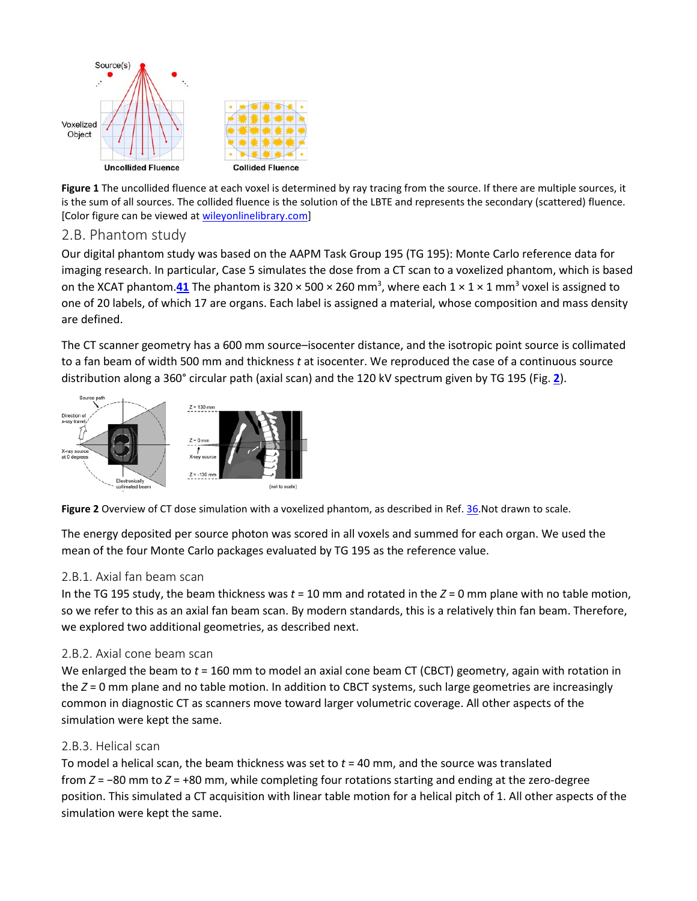**Figure 1** The uncollided fluence at each voxel is determined by ray tracing from the source. If there are multiple sources, it is the sum of all sources. The collided fluence is the solution of the LBTE and represents the secondary (scattered) fluence. [Color figure can be viewed at wileyonlinelibrary.com]

## 2.B. Phantom study

Our digital phantom study was based on the AAPM Task Group 195 (TG 195): Monte Carlo reference data for imaging research. In particular, Case 5 simulates the dose from a CT scan to a voxelized phantom, which is based on the XCAT phantom.[41] The phantom is 320 × 500 × 260 mm$^3$, where each 1 × 1 × 1 mm$^3$ voxel is assigned to one of 20 labels, of which 17 are organs. Each label is assigned a material, whose composition and mass density are defined.

The CT scanner geometry has a 600 mm source–isocenter distance, and the isotropic point source is collimated to a fan beam of width 500 mm and thickness $t$ at isocenter. We reproduced the case of a continuous source distribution along a 360° circular path (axial scan) and the 120 kV spectrum given by TG 195 (Fig. 2).

**Figure 2** Overview of CT dose simulation with a voxelized phantom, as described in Ref. 36.Not drawn to scale.

The energy deposited per source photon was scored in all voxels and summed for each organ. We used the mean of the four Monte Carlo packages evaluated by TG 195 as the reference value.

### 2.B.1. Axial fan beam scan

In the TG 195 study, the beam thickness was $t$ = 10 mm and rotated in the $Z$ = 0 mm plane with no table motion, so we refer to this as an axial fan beam scan. By modern standards, this is a relatively thin fan beam. Therefore, we explored two additional geometries, as described next.

### 2.B.2. Axial cone beam scan

We enlarged the beam to $t$ = 160 mm to model an axial cone beam CT (CBCT) geometry, again with rotation in the $Z$ = 0 mm plane and no table motion. In addition to CBCT systems, such large geometries are increasingly common in diagnostic CT as scanners move toward larger volumetric coverage. All other aspects of the simulation were kept the same.

### 2.B.3. Helical scan

To model a helical scan, the beam thickness was set to $t$ = 40 mm, and the source was translated from $Z$ = −80 mm to $Z$ = +80 mm, while completing four rotations starting and ending at the zero-degree position. This simulated a CT acquisition with linear table motion for a helical pitch of 1. All other aspects of the simulation were kept the same.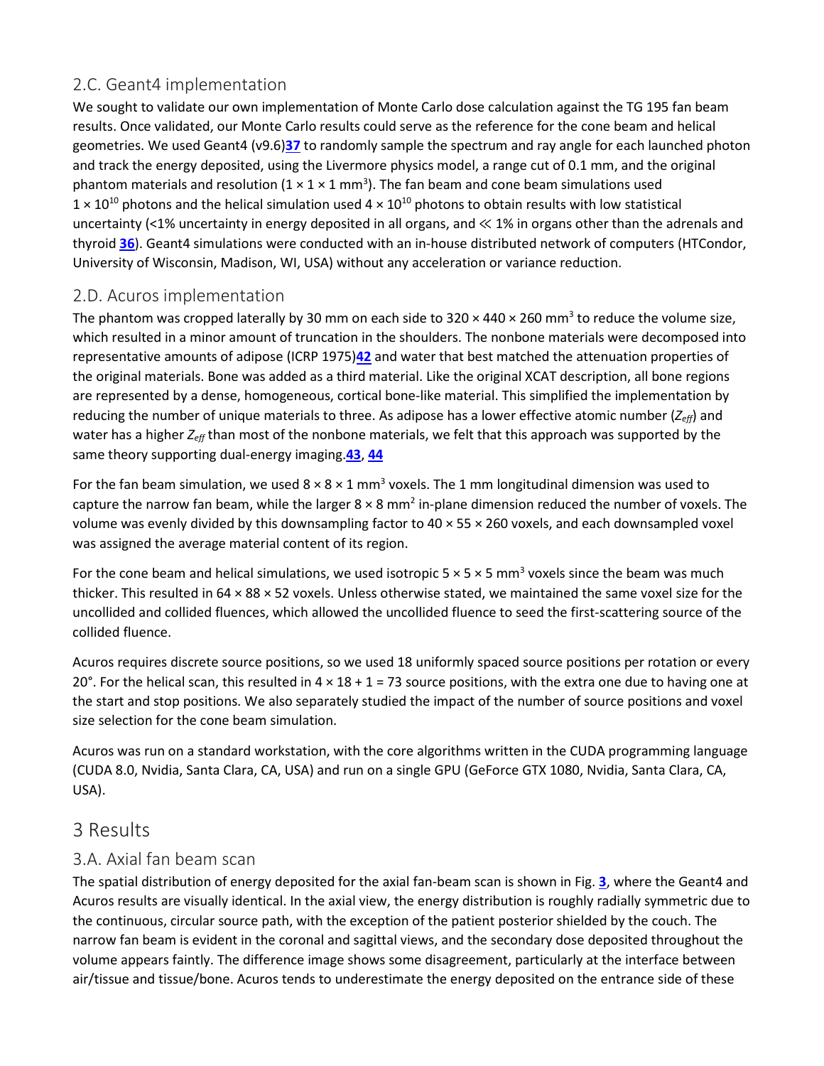## 2.C. Geant4 implementation

We sought to validate our own implementation of Monte Carlo dose calculation against the TG 195 fan beam results. Once validated, our Monte Carlo results could serve as the reference for the cone beam and helical geometries. We used Geant4 (v9.6)[37] to randomly sample the spectrum and ray angle for each launched photon and track the energy deposited, using the Livermore physics model, a range cut of 0.1 mm, and the original phantom materials and resolution ($1 \times 1 \times 1$ mm$^3$). The fan beam and cone beam simulations used $1 \times 10^{10}$ photons and the helical simulation used $4 \times 10^{10}$ photons to obtain results with low statistical uncertainty (<1% uncertainty in energy deposited in all organs, and ≪ 1% in organs other than the adrenals and thyroid [36]). Geant4 simulations were conducted with an in-house distributed network of computers (HTCondor, University of Wisconsin, Madison, WI, USA) without any acceleration or variance reduction.

## 2.D. Acuros implementation

The phantom was cropped laterally by 30 mm on each side to $320 \times 440 \times 260$ mm$^3$ to reduce the volume size, which resulted in a minor amount of truncation in the shoulders. The nonbone materials were decomposed into representative amounts of adipose (ICRP 1975)[42] and water that best matched the attenuation properties of the original materials. Bone was added as a third material. Like the original XCAT description, all bone regions are represented by a dense, homogeneous, cortical bone-like material. This simplified the implementation by reducing the number of unique materials to three. As adipose has a lower effective atomic number ($Z_{eff}$) and water has a higher $Z_{eff}$ than most of the nonbone materials, we felt that this approach was supported by the same theory supporting dual-energy imaging.[43, 44]

For the fan beam simulation, we used $8 \times 8 \times 1$ mm$^3$ voxels. The 1 mm longitudinal dimension was used to capture the narrow fan beam, while the larger $8 \times 8$ mm$^2$ in-plane dimension reduced the number of voxels. The volume was evenly divided by this downsampling factor to $40 \times 55 \times 260$ voxels, and each downsampled voxel was assigned the average material content of its region.

For the cone beam and helical simulations, we used isotropic $5 \times 5 \times 5$ mm$^3$ voxels since the beam was much thicker. This resulted in $64 \times 88 \times 52$ voxels. Unless otherwise stated, we maintained the same voxel size for the uncollided and collided fluences, which allowed the uncollided fluence to seed the first-scattering source of the collided fluence.

Acuros requires discrete source positions, so we used 18 uniformly spaced source positions per rotation or every 20°. For the helical scan, this resulted in $4 \times 18 + 1 = 73$ source positions, with the extra one due to having one at the start and stop positions. We also separately studied the impact of the number of source positions and voxel size selection for the cone beam simulation.

Acuros was run on a standard workstation, with the core algorithms written in the CUDA programming language (CUDA 8.0, Nvidia, Santa Clara, CA, USA) and run on a single GPU (GeForce GTX 1080, Nvidia, Santa Clara, CA, USA).

# 3 Results

## 3.A. Axial fan beam scan

The spatial distribution of energy deposited for the axial fan-beam scan is shown in Fig. 3, where the Geant4 and Acuros results are visually identical. In the axial view, the energy distribution is roughly radially symmetric due to the continuous, circular source path, with the exception of the patient posterior shielded by the couch. The narrow fan beam is evident in the coronal and sagittal views, and the secondary dose deposited throughout the volume appears faintly. The difference image shows some disagreement, particularly at the interface between air/tissue and tissue/bone. Acuros tends to underestimate the energy deposited on the entrance side of these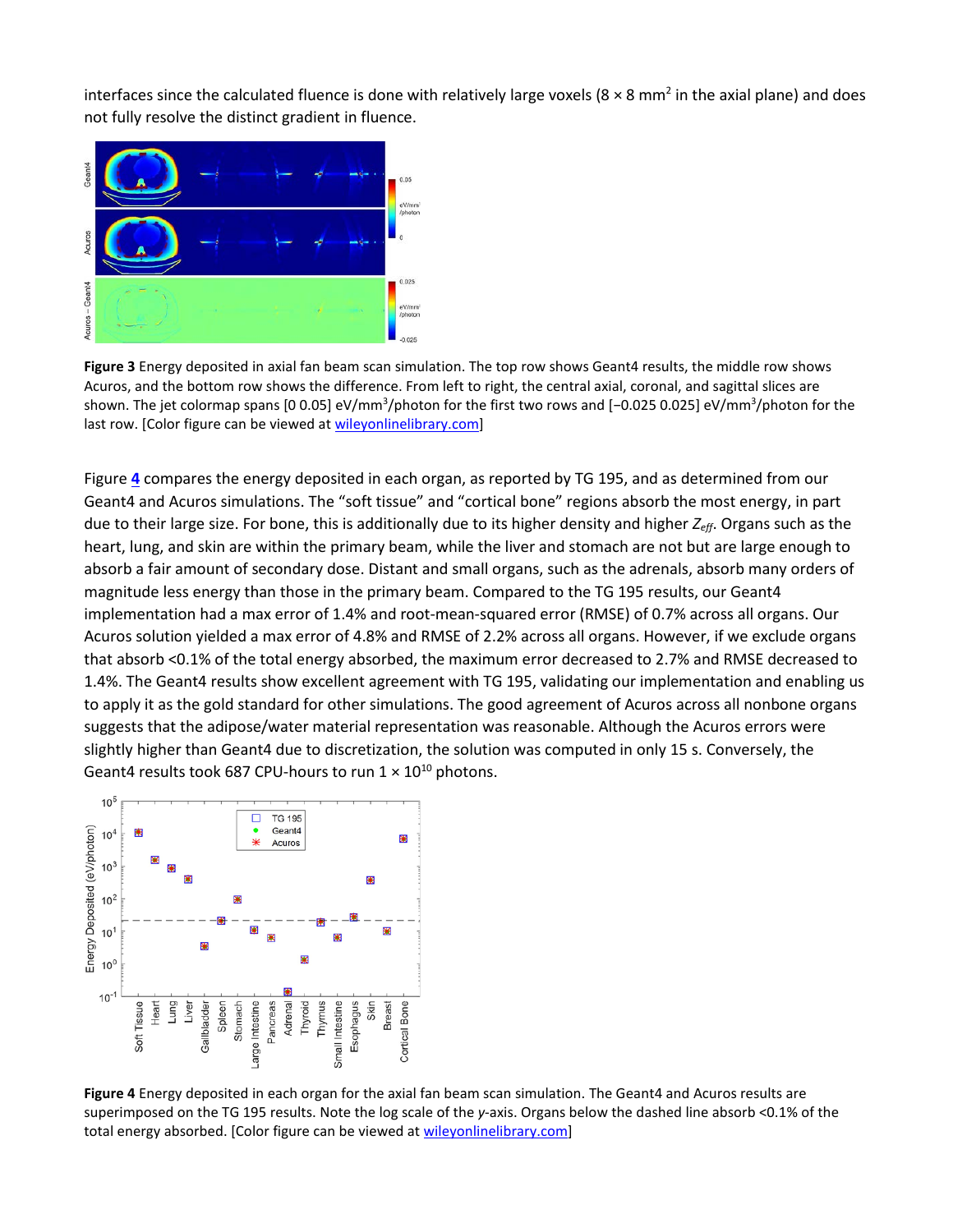interfaces since the calculated fluence is done with relatively large voxels ($8 \times 8$ mm$^2$ in the axial plane) and does not fully resolve the distinct gradient in fluence.

**Figure 3** Energy deposited in axial fan beam scan simulation. The top row shows Geant4 results, the middle row shows Acuros, and the bottom row shows the difference. From left to right, the central axial, coronal, and sagittal slices are shown. The jet colormap spans [0 0.05] eV/mm$^3$/photon for the first two rows and [−0.025 0.025] eV/mm$^3$/photon for the last row. [Color figure can be viewed at wileyonlinelibrary.com]

Figure **4** compares the energy deposited in each organ, as reported by TG 195, and as determined from our Geant4 and Acuros simulations. The "soft tissue" and "cortical bone" regions absorb the most energy, in part due to their large size. For bone, this is additionally due to its higher density and higher $Z_{eff}$. Organs such as the heart, lung, and skin are within the primary beam, while the liver and stomach are not but are large enough to absorb a fair amount of secondary dose. Distant and small organs, such as the adrenals, absorb many orders of magnitude less energy than those in the primary beam. Compared to the TG 195 results, our Geant4 implementation had a max error of 1.4% and root-mean-squared error (RMSE) of 0.7% across all organs. Our Acuros solution yielded a max error of 4.8% and RMSE of 2.2% across all organs. However, if we exclude organs that absorb <0.1% of the total energy absorbed, the maximum error decreased to 2.7% and RMSE decreased to 1.4%. The Geant4 results show excellent agreement with TG 195, validating our implementation and enabling us to apply it as the gold standard for other simulations. The good agreement of Acuros across all nonbone organs suggests that the adipose/water material representation was reasonable. Although the Acuros errors were slightly higher than Geant4 due to discretization, the solution was computed in only 15 s. Conversely, the Geant4 results took 687 CPU-hours to run $1 \times 10^{10}$ photons.

**Figure 4** Energy deposited in each organ for the axial fan beam scan simulation. The Geant4 and Acuros results are superimposed on the TG 195 results. Note the log scale of the *y*-axis. Organs below the dashed line absorb <0.1% of the total energy absorbed. [Color figure can be viewed at wileyonlinelibrary.com]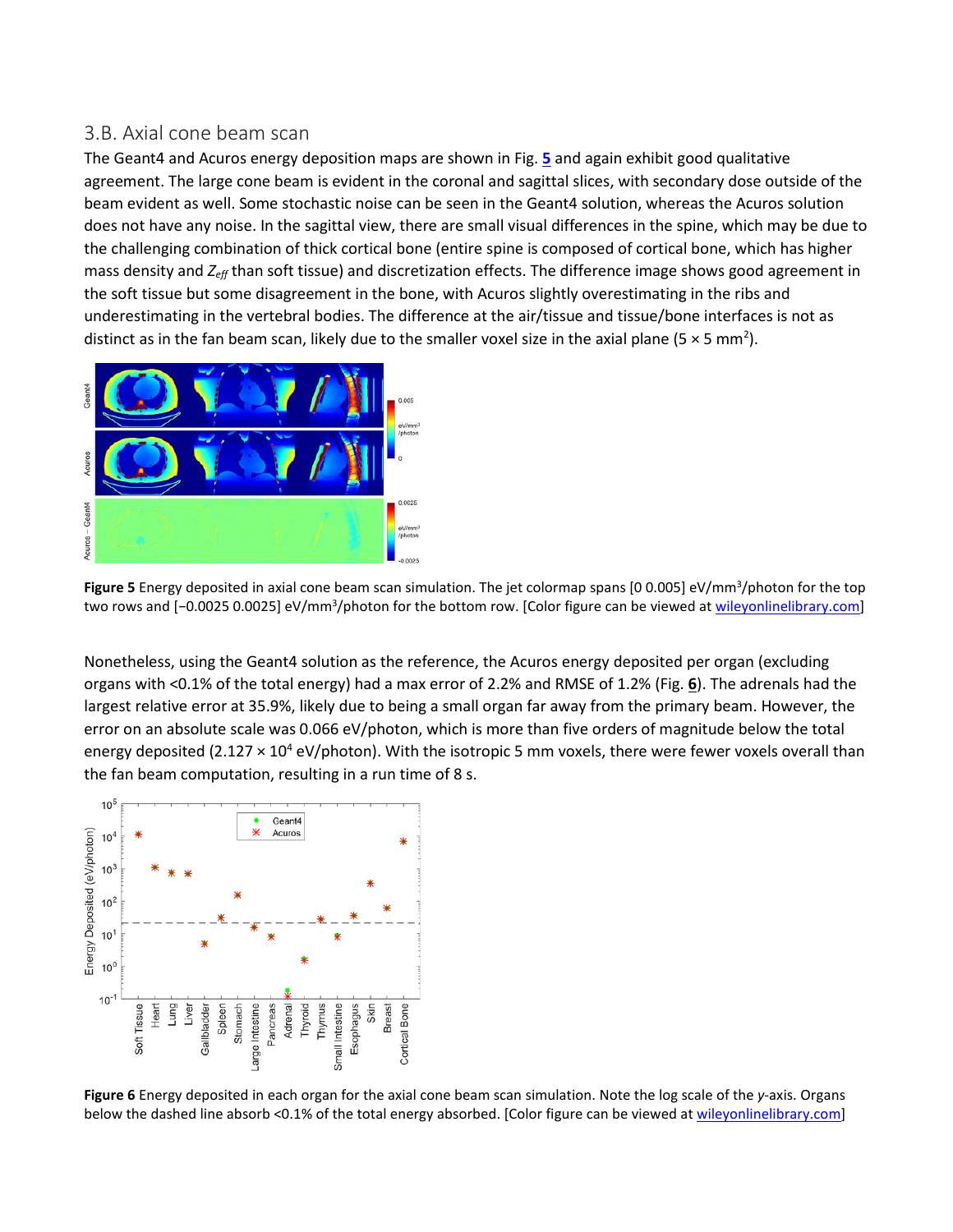### 3.B. Axial cone beam scan

The Geant4 and Acuros energy deposition maps are shown in Fig. 5 and again exhibit good qualitative agreement. The large cone beam is evident in the coronal and sagittal slices, with secondary dose outside of the beam evident as well. Some stochastic noise can be seen in the Geant4 solution, whereas the Acuros solution does not have any noise. In the sagittal view, there are small visual differences in the spine, which may be due to the challenging combination of thick cortical bone (entire spine is composed of cortical bone, which has higher mass density and $Z_{eff}$ than soft tissue) and discretization effects. The difference image shows good agreement in the soft tissue but some disagreement in the bone, with Acuros slightly overestimating in the ribs and underestimating in the vertebral bodies. The difference at the air/tissue and tissue/bone interfaces is not as distinct as in the fan beam scan, likely due to the smaller voxel size in the axial plane ($5 \times 5$ mm$^2$).

**Figure 5** Energy deposited in axial cone beam scan simulation. The jet colormap spans [0 0.005] eV/mm$^3$/photon for the top two rows and [−0.0025 0.0025] eV/mm$^3$/photon for the bottom row. [Color figure can be viewed at wileyonlinelibrary.com]

Nonetheless, using the Geant4 solution as the reference, the Acuros energy deposited per organ (excluding organs with <0.1% of the total energy) had a max error of 2.2% and RMSE of 1.2% (Fig. 6). The adrenals had the largest relative error at 35.9%, likely due to being a small organ far away from the primary beam. However, the error on an absolute scale was 0.066 eV/photon, which is more than five orders of magnitude below the total energy deposited ($2.127 \times 10^4$ eV/photon). With the isotropic 5 mm voxels, there were fewer voxels overall than the fan beam computation, resulting in a run time of 8 s.

**Figure 6** Energy deposited in each organ for the axial cone beam scan simulation. Note the log scale of the *y*-axis. Organs below the dashed line absorb <0.1% of the total energy absorbed. [Color figure can be viewed at wileyonlinelibrary.com]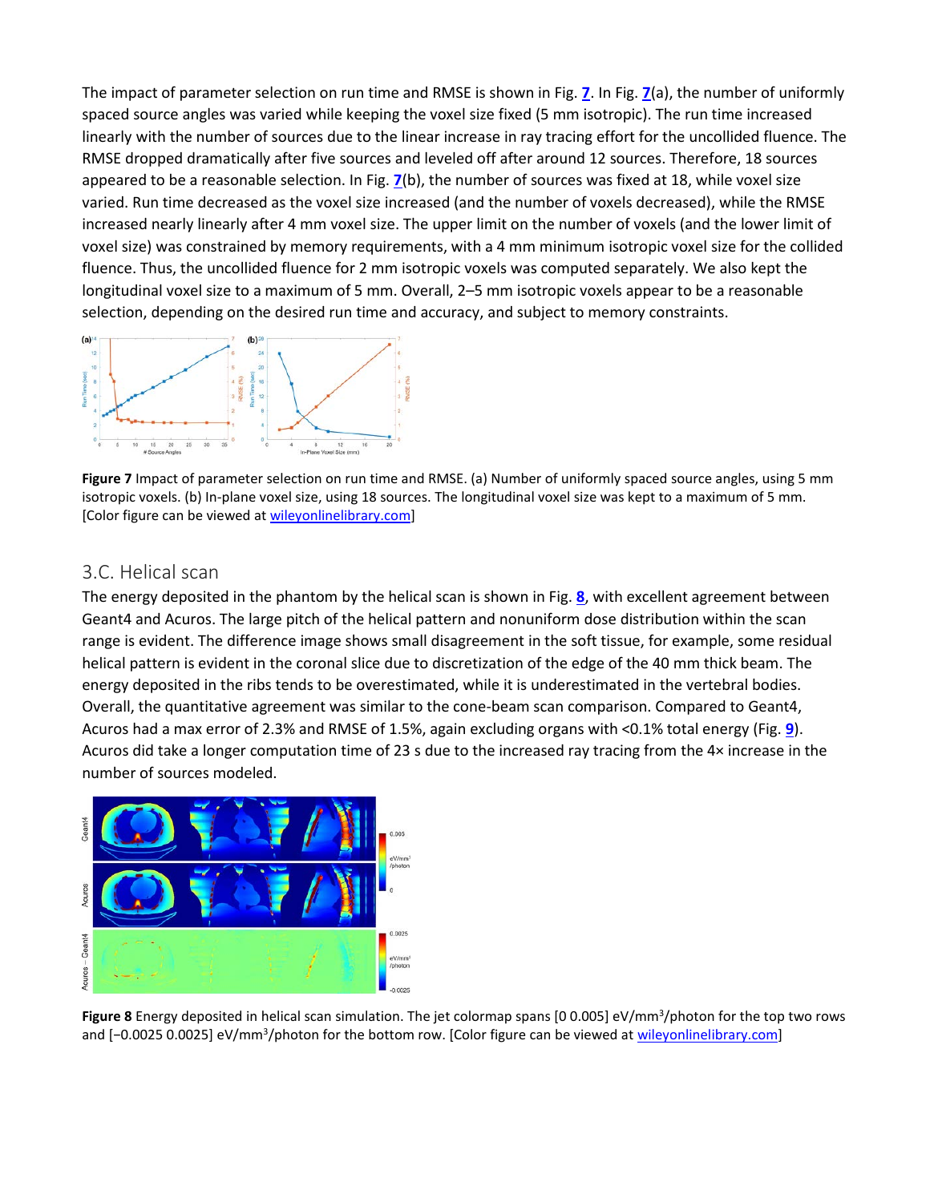The impact of parameter selection on run time and RMSE is shown in Fig. 7. In Fig. 7(a), the number of uniformly spaced source angles was varied while keeping the voxel size fixed (5 mm isotropic). The run time increased linearly with the number of sources due to the linear increase in ray tracing effort for the uncollided fluence. The RMSE dropped dramatically after five sources and leveled off after around 12 sources. Therefore, 18 sources appeared to be a reasonable selection. In Fig. 7(b), the number of sources was fixed at 18, while voxel size varied. Run time decreased as the voxel size increased (and the number of voxels decreased), while the RMSE increased nearly linearly after 4 mm voxel size. The upper limit on the number of voxels (and the lower limit of voxel size) was constrained by memory requirements, with a 4 mm minimum isotropic voxel size for the collided fluence. Thus, the uncollided fluence for 2 mm isotropic voxels was computed separately. We also kept the longitudinal voxel size to a maximum of 5 mm. Overall, 2–5 mm isotropic voxels appear to be a reasonable selection, depending on the desired run time and accuracy, and subject to memory constraints.

**Figure 7** Impact of parameter selection on run time and RMSE. (a) Number of uniformly spaced source angles, using 5 mm isotropic voxels. (b) In-plane voxel size, using 18 sources. The longitudinal voxel size was kept to a maximum of 5 mm. [Color figure can be viewed at wileyonlinelibrary.com]

## 3.C. Helical scan

The energy deposited in the phantom by the helical scan is shown in Fig. 8, with excellent agreement between Geant4 and Acuros. The large pitch of the helical pattern and nonuniform dose distribution within the scan range is evident. The difference image shows small disagreement in the soft tissue, for example, some residual helical pattern is evident in the coronal slice due to discretization of the edge of the 40 mm thick beam. The energy deposited in the ribs tends to be overestimated, while it is underestimated in the vertebral bodies. Overall, the quantitative agreement was similar to the cone-beam scan comparison. Compared to Geant4, Acuros had a max error of 2.3% and RMSE of 1.5%, again excluding organs with <0.1% total energy (Fig. 9). Acuros did take a longer computation time of 23 s due to the increased ray tracing from the 4× increase in the number of sources modeled.

**Figure 8** Energy deposited in helical scan simulation. The jet colormap spans [0 0.005] eV/mm$^3$/photon for the top two rows and [−0.0025 0.0025] eV/mm$^3$/photon for the bottom row. [Color figure can be viewed at wileyonlinelibrary.com]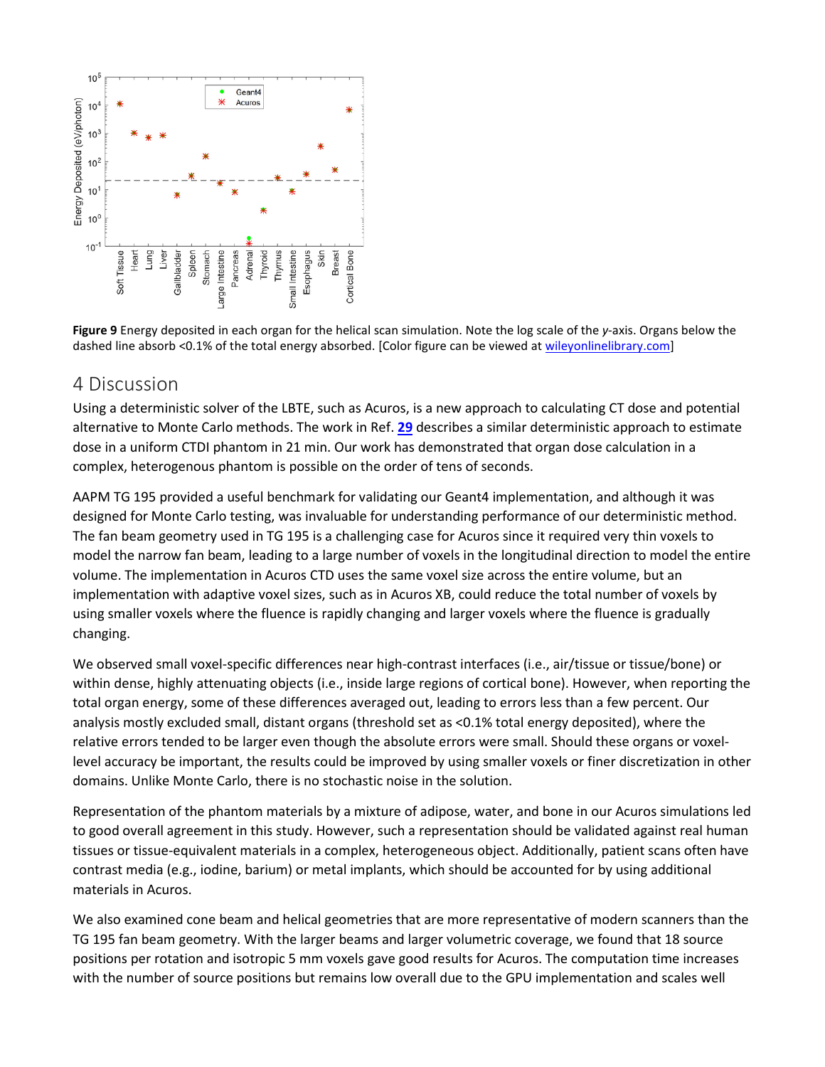**Figure 9** Energy deposited in each organ for the helical scan simulation. Note the log scale of the *y*-axis. Organs below the dashed line absorb <0.1% of the total energy absorbed. [Color figure can be viewed at wileyonlinelibrary.com]

# 4 Discussion

Using a deterministic solver of the LBTE, such as Acuros, is a new approach to calculating CT dose and potential alternative to Monte Carlo methods. The work in Ref. **29** describes a similar deterministic approach to estimate dose in a uniform CTDI phantom in 21 min. Our work has demonstrated that organ dose calculation in a complex, heterogenous phantom is possible on the order of tens of seconds.

AAPM TG 195 provided a useful benchmark for validating our Geant4 implementation, and although it was designed for Monte Carlo testing, was invaluable for understanding performance of our deterministic method. The fan beam geometry used in TG 195 is a challenging case for Acuros since it required very thin voxels to model the narrow fan beam, leading to a large number of voxels in the longitudinal direction to model the entire volume. The implementation in Acuros CTD uses the same voxel size across the entire volume, but an implementation with adaptive voxel sizes, such as in Acuros XB, could reduce the total number of voxels by using smaller voxels where the fluence is rapidly changing and larger voxels where the fluence is gradually changing.

We observed small voxel-specific differences near high-contrast interfaces (i.e., air/tissue or tissue/bone) or within dense, highly attenuating objects (i.e., inside large regions of cortical bone). However, when reporting the total organ energy, some of these differences averaged out, leading to errors less than a few percent. Our analysis mostly excluded small, distant organs (threshold set as <0.1% total energy deposited), where the relative errors tended to be larger even though the absolute errors were small. Should these organs or voxel-level accuracy be important, the results could be improved by using smaller voxels or finer discretization in other domains. Unlike Monte Carlo, there is no stochastic noise in the solution.

Representation of the phantom materials by a mixture of adipose, water, and bone in our Acuros simulations led to good overall agreement in this study. However, such a representation should be validated against real human tissues or tissue-equivalent materials in a complex, heterogeneous object. Additionally, patient scans often have contrast media (e.g., iodine, barium) or metal implants, which should be accounted for by using additional materials in Acuros.

We also examined cone beam and helical geometries that are more representative of modern scanners than the TG 195 fan beam geometry. With the larger beams and larger volumetric coverage, we found that 18 source positions per rotation and isotropic 5 mm voxels gave good results for Acuros. The computation time increases with the number of source positions but remains low overall due to the GPU implementation and scales well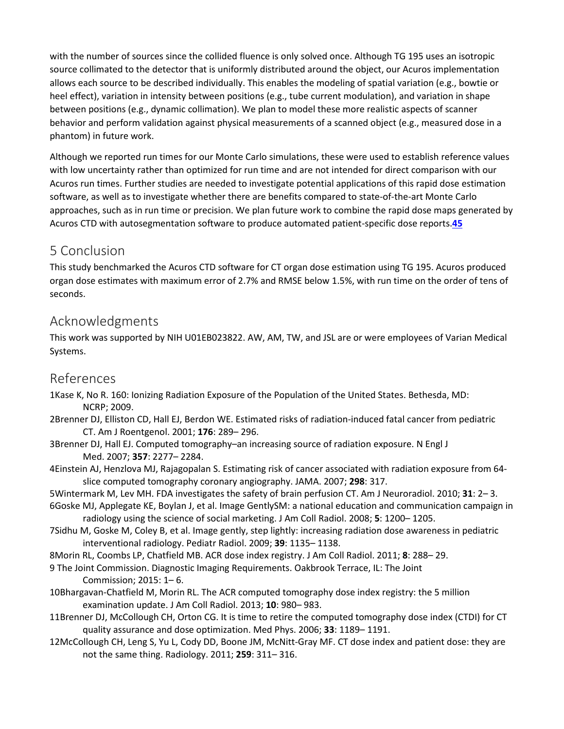with the number of sources since the collided fluence is only solved once. Although TG 195 uses an isotropic source collimated to the detector that is uniformly distributed around the object, our Acuros implementation allows each source to be described individually. This enables the modeling of spatial variation (e.g., bowtie or heel effect), variation in intensity between positions (e.g., tube current modulation), and variation in shape between positions (e.g., dynamic collimation). We plan to model these more realistic aspects of scanner behavior and perform validation against physical measurements of a scanned object (e.g., measured dose in a phantom) in future work.

Although we reported run times for our Monte Carlo simulations, these were used to establish reference values with low uncertainty rather than optimized for run time and are not intended for direct comparison with our Acuros run times. Further studies are needed to investigate potential applications of this rapid dose estimation software, as well as to investigate whether there are benefits compared to state-of-the-art Monte Carlo approaches, such as in run time or precision. We plan future work to combine the rapid dose maps generated by Acuros CTD with autosegmentation software to produce automated patient-specific dose reports.[45]

## 5 Conclusion

This study benchmarked the Acuros CTD software for CT organ dose estimation using TG 195. Acuros produced organ dose estimates with maximum error of 2.7% and RMSE below 1.5%, with run time on the order of tens of seconds.

## Acknowledgments

This work was supported by NIH U01EB023822. AW, AM, TW, and JSL are or were employees of Varian Medical Systems.

## References

1. Kase K, No R. 160: Ionizing Radiation Exposure of the Population of the United States. Bethesda, MD: NCRP; 2009.
2. Brenner DJ, Elliston CD, Hall EJ, Berdon WE. Estimated risks of radiation-induced fatal cancer from pediatric CT. Am J Roentgenol. 2001; **176**: 289– 296.
3. Brenner DJ, Hall EJ. Computed tomography–an increasing source of radiation exposure. N Engl J Med. 2007; **357**: 2277– 2284.
4. Einstein AJ, Henzlova MJ, Rajagopalan S. Estimating risk of cancer associated with radiation exposure from 64-slice computed tomography coronary angiography. JAMA. 2007; **298**: 317.
5. Wintermark M, Lev MH. FDA investigates the safety of brain perfusion CT. Am J Neuroradiol. 2010; **31**: 2– 3.
6. Goske MJ, Applegate KE, Boylan J, et al. Image GentlySM: a national education and communication campaign in radiology using the science of social marketing. J Am Coll Radiol. 2008; **5**: 1200– 1205.
7. Sidhu M, Goske M, Coley B, et al. Image gently, step lightly: increasing radiation dose awareness in pediatric interventional radiology. Pediatr Radiol. 2009; **39**: 1135– 1138.
8. Morin RL, Coombs LP, Chatfield MB. ACR dose index registry. J Am Coll Radiol. 2011; **8**: 288– 29.
9. The Joint Commission. Diagnostic Imaging Requirements. Oakbrook Terrace, IL: The Joint Commission; 2015: 1– 6.
10. Bhargavan-Chatfield M, Morin RL. The ACR computed tomography dose index registry: the 5 million examination update. J Am Coll Radiol. 2013; **10**: 980– 983.
11. Brenner DJ, McCollough CH, Orton CG. It is time to retire the computed tomography dose index (CTDI) for CT quality assurance and dose optimization. Med Phys. 2006; **33**: 1189– 1191.
12. McCollough CH, Leng S, Yu L, Cody DD, Boone JM, McNitt-Gray MF. CT dose index and patient dose: they are not the same thing. Radiology. 2011; **259**: 311– 316.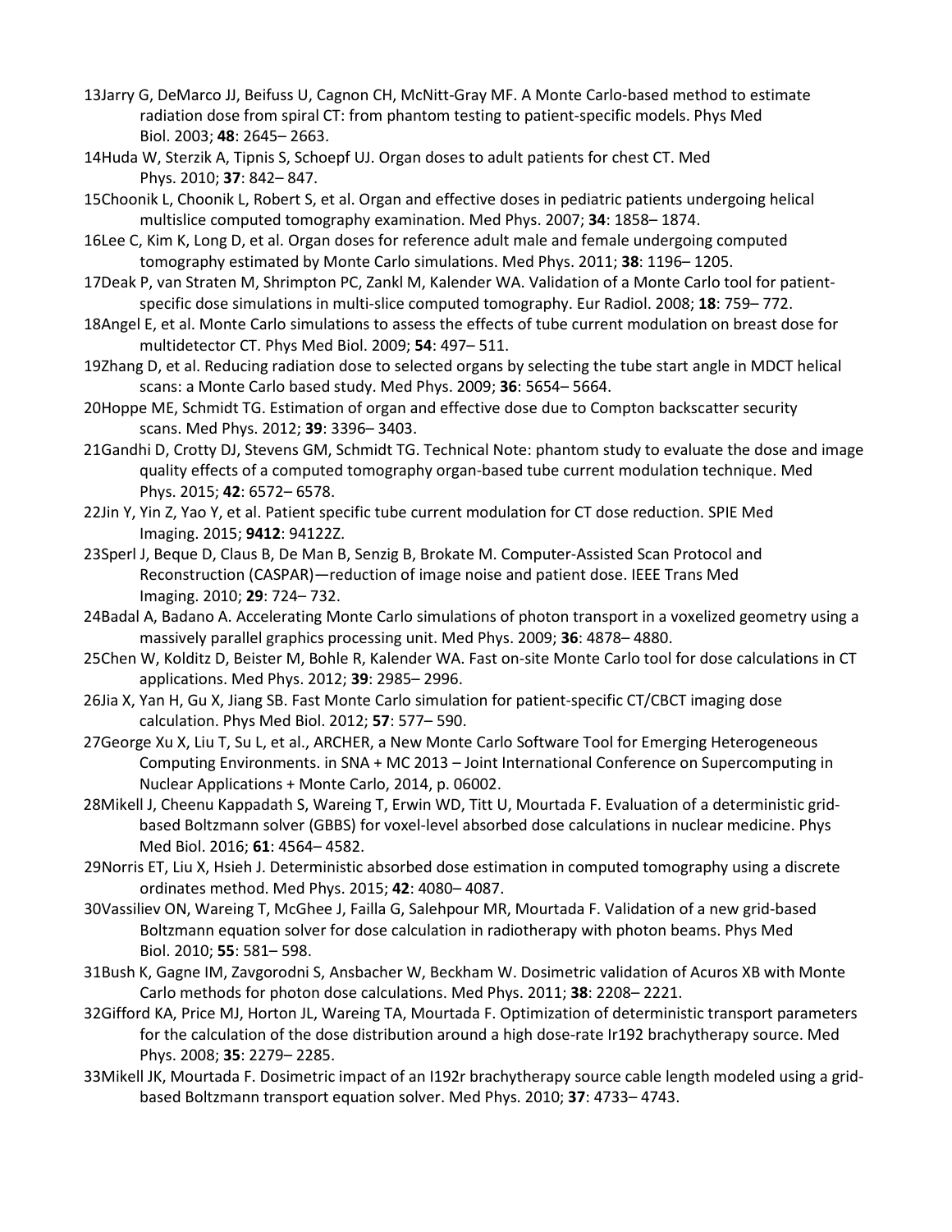13Jarry G, DeMarco JJ, Beifuss U, Cagnon CH, McNitt-Gray MF. A Monte Carlo-based method to estimate radiation dose from spiral CT: from phantom testing to patient-specific models. Phys Med Biol. 2003; **48**: 2645– 2663.

14Huda W, Sterzik A, Tipnis S, Schoepf UJ. Organ doses to adult patients for chest CT. Med Phys. 2010; **37**: 842– 847.

15Choonik L, Choonik L, Robert S, et al. Organ and effective doses in pediatric patients undergoing helical multislice computed tomography examination. Med Phys. 2007; **34**: 1858– 1874.

16Lee C, Kim K, Long D, et al. Organ doses for reference adult male and female undergoing computed tomography estimated by Monte Carlo simulations. Med Phys. 2011; **38**: 1196– 1205.

17Deak P, van Straten M, Shrimpton PC, Zankl M, Kalender WA. Validation of a Monte Carlo tool for patient-specific dose simulations in multi-slice computed tomography. Eur Radiol. 2008; **18**: 759– 772.

18Angel E, et al. Monte Carlo simulations to assess the effects of tube current modulation on breast dose for multidetector CT. Phys Med Biol. 2009; **54**: 497– 511.

19Zhang D, et al. Reducing radiation dose to selected organs by selecting the tube start angle in MDCT helical scans: a Monte Carlo based study. Med Phys. 2009; **36**: 5654– 5664.

20Hoppe ME, Schmidt TG. Estimation of organ and effective dose due to Compton backscatter security scans. Med Phys. 2012; **39**: 3396– 3403.

21Gandhi D, Crotty DJ, Stevens GM, Schmidt TG. Technical Note: phantom study to evaluate the dose and image quality effects of a computed tomography organ-based tube current modulation technique. Med Phys. 2015; **42**: 6572– 6578.

22Jin Y, Yin Z, Yao Y, et al. Patient specific tube current modulation for CT dose reduction. SPIE Med Imaging. 2015; **9412**: 94122Z.

23Sperl J, Beque D, Claus B, De Man B, Senzig B, Brokate M. Computer-Assisted Scan Protocol and Reconstruction (CASPAR)—reduction of image noise and patient dose. IEEE Trans Med Imaging. 2010; **29**: 724– 732.

24Badal A, Badano A. Accelerating Monte Carlo simulations of photon transport in a voxelized geometry using a massively parallel graphics processing unit. Med Phys. 2009; **36**: 4878– 4880.

25Chen W, Kolditz D, Beister M, Bohle R, Kalender WA. Fast on-site Monte Carlo tool for dose calculations in CT applications. Med Phys. 2012; **39**: 2985– 2996.

26Jia X, Yan H, Gu X, Jiang SB. Fast Monte Carlo simulation for patient-specific CT/CBCT imaging dose calculation. Phys Med Biol. 2012; **57**: 577– 590.

27George Xu X, Liu T, Su L, et al., ARCHER, a New Monte Carlo Software Tool for Emerging Heterogeneous Computing Environments. in SNA + MC 2013 – Joint International Conference on Supercomputing in Nuclear Applications + Monte Carlo, 2014, p. 06002.

28Mikell J, Cheenu Kappadath S, Wareing T, Erwin WD, Titt U, Mourtada F. Evaluation of a deterministic grid-based Boltzmann solver (GBBS) for voxel-level absorbed dose calculations in nuclear medicine. Phys Med Biol. 2016; **61**: 4564– 4582.

29Norris ET, Liu X, Hsieh J. Deterministic absorbed dose estimation in computed tomography using a discrete ordinates method. Med Phys. 2015; **42**: 4080– 4087.

30Vassiliev ON, Wareing T, McGhee J, Failla G, Salehpour MR, Mourtada F. Validation of a new grid-based Boltzmann equation solver for dose calculation in radiotherapy with photon beams. Phys Med Biol. 2010; **55**: 581– 598.

31Bush K, Gagne IM, Zavgorodni S, Ansbacher W, Beckham W. Dosimetric validation of Acuros XB with Monte Carlo methods for photon dose calculations. Med Phys. 2011; **38**: 2208– 2221.

32Gifford KA, Price MJ, Horton JL, Wareing TA, Mourtada F. Optimization of deterministic transport parameters for the calculation of the dose distribution around a high dose-rate Ir192 brachytherapy source. Med Phys. 2008; **35**: 2279– 2285.

33Mikell JK, Mourtada F. Dosimetric impact of an I192r brachytherapy source cable length modeled using a grid-based Boltzmann transport equation solver. Med Phys. 2010; **37**: 4733– 4743.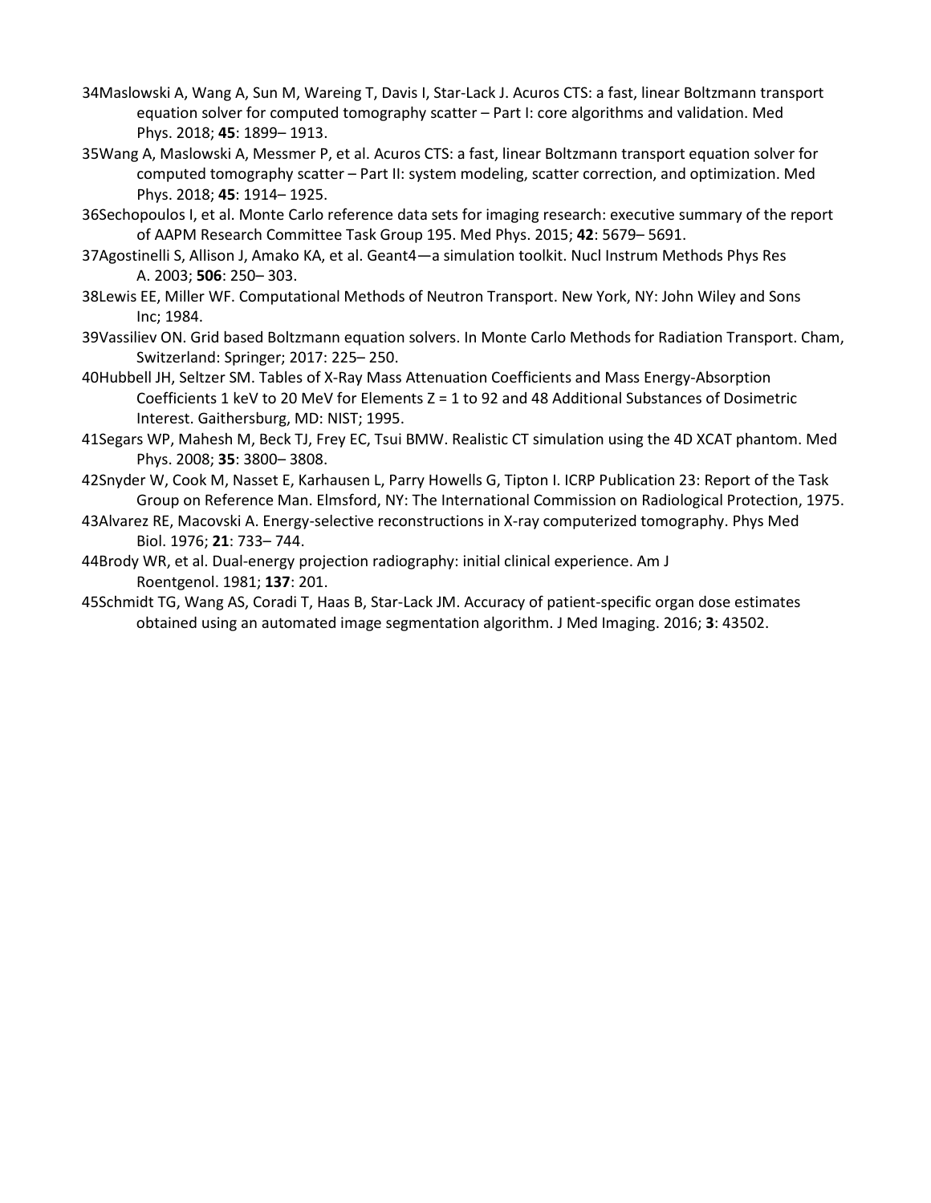34Maslowski A, Wang A, Sun M, Wareing T, Davis I, Star-Lack J. Acuros CTS: a fast, linear Boltzmann transport equation solver for computed tomography scatter – Part I: core algorithms and validation. Med Phys. 2018; **45**: 1899– 1913.

35Wang A, Maslowski A, Messmer P, et al. Acuros CTS: a fast, linear Boltzmann transport equation solver for computed tomography scatter – Part II: system modeling, scatter correction, and optimization. Med Phys. 2018; **45**: 1914– 1925.

36Sechopoulos I, et al. Monte Carlo reference data sets for imaging research: executive summary of the report of AAPM Research Committee Task Group 195. Med Phys. 2015; **42**: 5679– 5691.

37Agostinelli S, Allison J, Amako KA, et al. Geant4—a simulation toolkit. Nucl Instrum Methods Phys Res A. 2003; **506**: 250– 303.

38Lewis EE, Miller WF. Computational Methods of Neutron Transport. New York, NY: John Wiley and Sons Inc; 1984.

39Vassiliev ON. Grid based Boltzmann equation solvers. In Monte Carlo Methods for Radiation Transport. Cham, Switzerland: Springer; 2017: 225– 250.

40Hubbell JH, Seltzer SM. Tables of X-Ray Mass Attenuation Coefficients and Mass Energy-Absorption Coefficients 1 keV to 20 MeV for Elements Z = 1 to 92 and 48 Additional Substances of Dosimetric Interest. Gaithersburg, MD: NIST; 1995.

41Segars WP, Mahesh M, Beck TJ, Frey EC, Tsui BMW. Realistic CT simulation using the 4D XCAT phantom. Med Phys. 2008; **35**: 3800– 3808.

42Snyder W, Cook M, Nasset E, Karhausen L, Parry Howells G, Tipton I. ICRP Publication 23: Report of the Task Group on Reference Man. Elmsford, NY: The International Commission on Radiological Protection, 1975.

43Alvarez RE, Macovski A. Energy-selective reconstructions in X-ray computerized tomography. Phys Med Biol. 1976; **21**: 733– 744.

44Brody WR, et al. Dual-energy projection radiography: initial clinical experience. Am J Roentgenol. 1981; **137**: 201.

45Schmidt TG, Wang AS, Coradi T, Haas B, Star-Lack JM. Accuracy of patient-specific organ dose estimates obtained using an automated image segmentation algorithm. J Med Imaging. 2016; **3**: 43502.